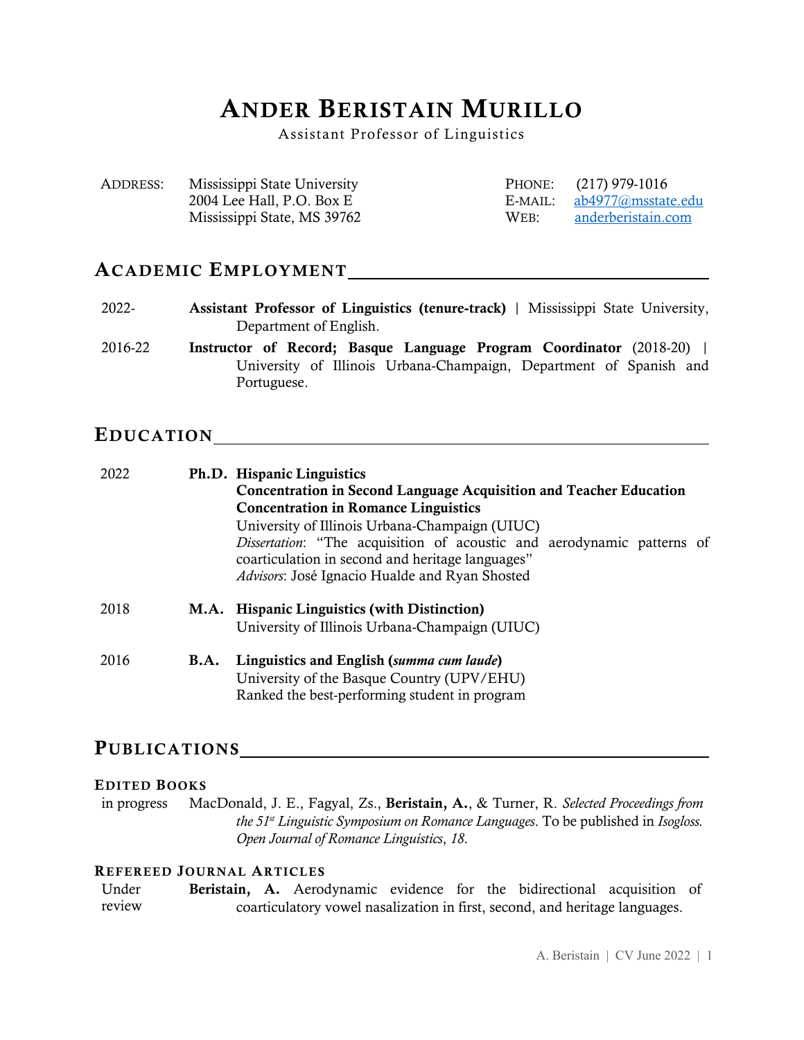# Ander Beristain Murillo

Assistant Professor of Linguistics

| | | | |
|---|---|---|---|
| ADDRESS: | Mississippi State University<br>2004 Lee Hall, P.O. Box E<br>Mississippi State, MS 39762 | PHONE:<br>E-MAIL:<br>WEB: | (217) 979-1016<br>ab4977@msstate.edu<br>anderberistain.com |

## Academic Employment

2022- **Assistant Professor of Linguistics (tenure-track)** | Mississippi State University, Department of English.

2016-22 **Instructor of Record; Basque Language Program Coordinator** (2018-20) | University of Illinois Urbana-Champaign, Department of Spanish and Portuguese.

## Education

2022 **Ph.D. Hispanic Linguistics**
**Concentration in Second Language Acquisition and Teacher Education**
**Concentration in Romance Linguistics**
University of Illinois Urbana-Champaign (UIUC)
*Dissertation*: "The acquisition of acoustic and aerodynamic patterns of coarticulation in second and heritage languages"
*Advisors*: José Ignacio Hualde and Ryan Shosted

2018 **M.A. Hispanic Linguistics (with Distinction)**
University of Illinois Urbana-Champaign (UIUC)

2016 **B.A. Linguistics and English (*summa cum laude*)**
University of the Basque Country (UPV/EHU)
Ranked the best-performing student in program

## Publications

### Edited Books

in progress MacDonald, J. E., Fagyal, Zs., **Beristain, A.**, & Turner, R. *Selected Proceedings from the 51st Linguistic Symposium on Romance Languages*. To be published in *Isogloss. Open Journal of Romance Linguistics*, *18*.

### Refereed Journal Articles

Under review **Beristain, A.** Aerodynamic evidence for the bidirectional acquisition of coarticulatory vowel nasalization in first, second, and heritage languages.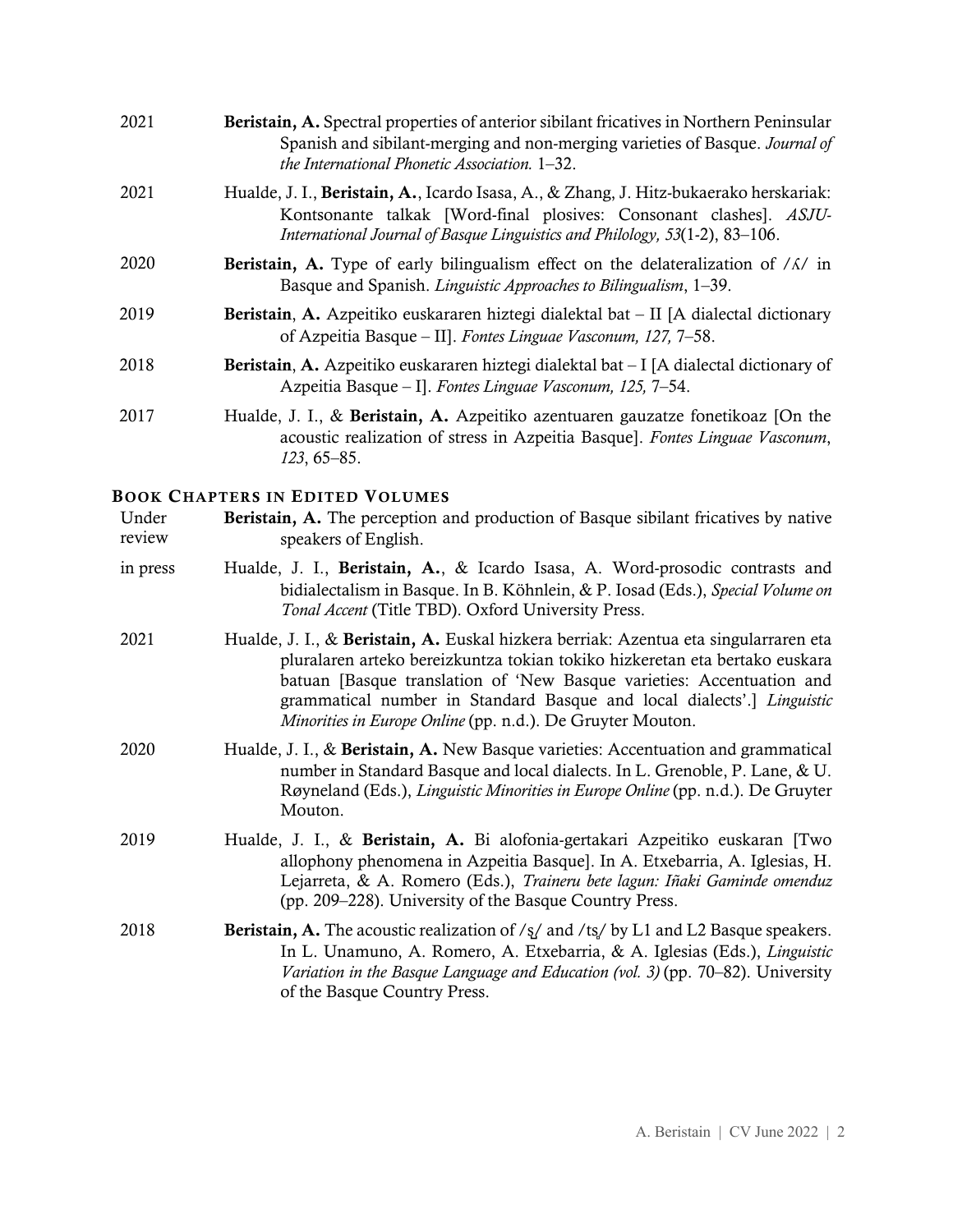2021 **Beristain, A.** Spectral properties of anterior sibilant fricatives in Northern Peninsular Spanish and sibilant-merging and non-merging varieties of Basque. *Journal of the International Phonetic Association.* 1–32.

2021 Hualde, J. I., **Beristain, A.**, Icardo Isasa, A., & Zhang, J. Hitz-bukaerako herskariak: Kontsonante talkak [Word-final plosives: Consonant clashes]. *ASJU-International Journal of Basque Linguistics and Philology, 53*(1-2), 83–106.

2020 **Beristain, A.** Type of early bilingualism effect on the delateralization of /ʎ/ in Basque and Spanish. *Linguistic Approaches to Bilingualism*, 1–39.

2019 **Beristain**, **A.** Azpeitiko euskararen hiztegi dialektal bat – II [A dialectal dictionary of Azpeitia Basque – II]. *Fontes Linguae Vasconum, 127,* 7–58.

2018 **Beristain**, **A.** Azpeitiko euskararen hiztegi dialektal bat – I [A dialectal dictionary of Azpeitia Basque – I]. *Fontes Linguae Vasconum, 125,* 7–54.

2017 Hualde, J. I., & **Beristain, A.** Azpeitiko azentuaren gauzatze fonetikoaz [On the acoustic realization of stress in Azpeitia Basque]. *Fontes Linguae Vasconum*, *123*, 65–85.

### BOOK CHAPTERS IN EDITED VOLUMES

Under review **Beristain, A.** The perception and production of Basque sibilant fricatives by native speakers of English.

in press Hualde, J. I., **Beristain, A.**, & Icardo Isasa, A. Word-prosodic contrasts and bidialectalism in Basque. In B. Köhnlein, & P. Iosad (Eds.), *Special Volume on Tonal Accent* (Title TBD). Oxford University Press.

2021 Hualde, J. I., & **Beristain, A.** Euskal hizkera berriak: Azentua eta singularraren eta pluralaren arteko bereizkuntza tokian tokiko hizkeretan eta bertako euskara batuan [Basque translation of 'New Basque varieties: Accentuation and grammatical number in Standard Basque and local dialects'.] *Linguistic Minorities in Europe Online* (pp. n.d.). De Gruyter Mouton.

2020 Hualde, J. I., & **Beristain, A.** New Basque varieties: Accentuation and grammatical number in Standard Basque and local dialects. In L. Grenoble, P. Lane, & U. Røyneland (Eds.), *Linguistic Minorities in Europe Online* (pp. n.d.). De Gruyter Mouton.

2019 Hualde, J. I., & **Beristain, A.** Bi alofonia-gertakari Azpeitiko euskaran [Two allophony phenomena in Azpeitia Basque]. In A. Etxebarria, A. Iglesias, H. Lejarreta, & A. Romero (Eds.), *Traineru bete lagun: Iñaki Gaminde omenduz* (pp. 209–228). University of the Basque Country Press.

2018 **Beristain, A.** The acoustic realization of /s̺/ and /ts̺/ by L1 and L2 Basque speakers. In L. Unamuno, A. Romero, A. Etxebarria, & A. Iglesias (Eds.), *Linguistic Variation in the Basque Language and Education (vol. 3)* (pp. 70–82). University of the Basque Country Press.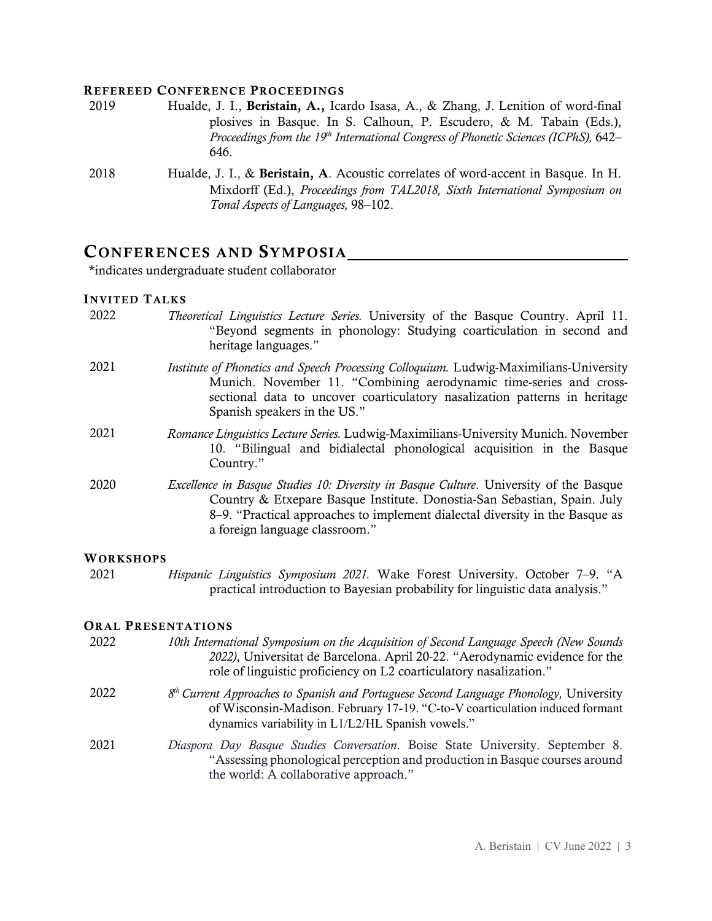### REFEREED CONFERENCE PROCEEDINGS

2019 Hualde, J. I., **Beristain, A.,** Icardo Isasa, A., & Zhang, J. Lenition of word-final plosives in Basque. In S. Calhoun, P. Escudero, & M. Tabain (Eds.), *Proceedings from the 19th International Congress of Phonetic Sciences (ICPhS),* 642–646.

2018 Hualde, J. I., & **Beristain, A**. Acoustic correlates of word-accent in Basque. In H. Mixdorff (Ed.), *Proceedings from TAL2018, Sixth International Symposium on Tonal Aspects of Languages,* 98–102.

## CONFERENCES AND SYMPOSIA

*indicates undergraduate student collaborator

### INVITED TALKS

2022 *Theoretical Linguistics Lecture Series.* University of the Basque Country. April 11. "Beyond segments in phonology: Studying coarticulation in second and heritage languages."

2021 *Institute of Phonetics and Speech Processing Colloquium.* Ludwig-Maximilians-University Munich. November 11. "Combining aerodynamic time-series and cross-sectional data to uncover coarticulatory nasalization patterns in heritage Spanish speakers in the US."

2021 *Romance Linguistics Lecture Series.* Ludwig-Maximilians-University Munich. November 10. "Bilingual and bidialectal phonological acquisition in the Basque Country."

2020 *Excellence in Basque Studies 10: Diversity in Basque Culture*. University of the Basque Country & Etxepare Basque Institute. Donostia-San Sebastian, Spain. July 8–9. "Practical approaches to implement dialectal diversity in the Basque as a foreign language classroom."

### WORKSHOPS

2021 *Hispanic Linguistics Symposium 2021.* Wake Forest University. October 7–9. "A practical introduction to Bayesian probability for linguistic data analysis."

### ORAL PRESENTATIONS

2022 *10th International Symposium on the Acquisition of Second Language Speech (New Sounds 2022)*, Universitat de Barcelona. April 20-22. "Aerodynamic evidence for the role of linguistic proficiency on L2 coarticulatory nasalization."

2022 *8th Current Approaches to Spanish and Portuguese Second Language Phonology,* University of Wisconsin-Madison. February 17-19. "C-to-V coarticulation induced formant dynamics variability in L1/L2/HL Spanish vowels."

2021 *Diaspora Day Basque Studies Conversation*. Boise State University. September 8. "Assessing phonological perception and production in Basque courses around the world: A collaborative approach."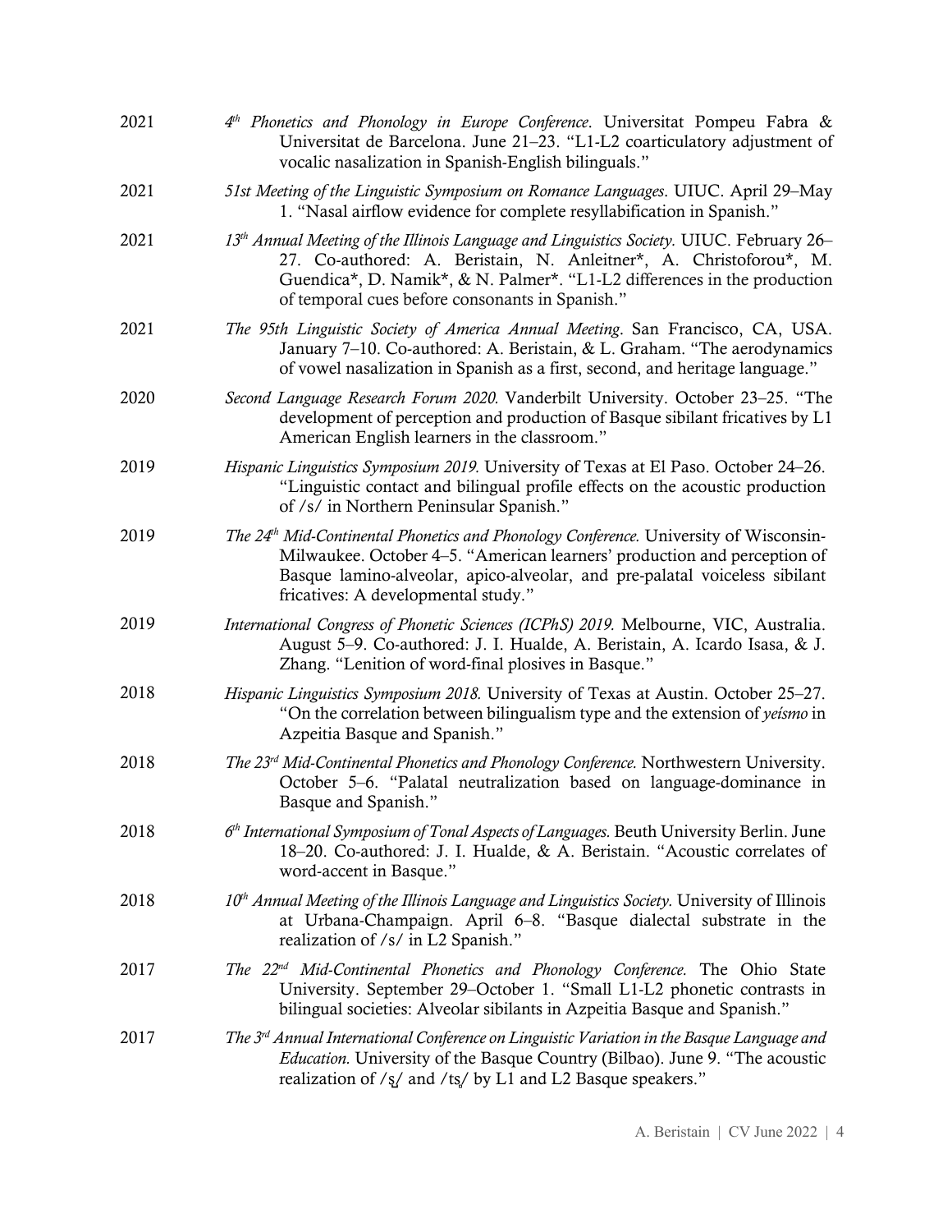2021 *4th Phonetics and Phonology in Europe Conference*. Universitat Pompeu Fabra & Universitat de Barcelona. June 21–23. "L1-L2 coarticulatory adjustment of vocalic nasalization in Spanish-English bilinguals."

2021 *51st Meeting of the Linguistic Symposium on Romance Languages*. UIUC. April 29–May 1. "Nasal airflow evidence for complete resyllabification in Spanish."

2021 *13th Annual Meeting of the Illinois Language and Linguistics Society.* UIUC. February 26–27. Co-authored: A. Beristain, N. Anleitner*, A. Christoforou*, M. Guendica*, D. Namik*, & N. Palmer*. "L1-L2 differences in the production of temporal cues before consonants in Spanish."

2021 *The 95th Linguistic Society of America Annual Meeting*. San Francisco, CA, USA. January 7–10. Co-authored: A. Beristain, & L. Graham. "The aerodynamics of vowel nasalization in Spanish as a first, second, and heritage language."

2020 *Second Language Research Forum 2020.* Vanderbilt University. October 23–25. "The development of perception and production of Basque sibilant fricatives by L1 American English learners in the classroom."

2019 *Hispanic Linguistics Symposium 2019.* University of Texas at El Paso. October 24–26. "Linguistic contact and bilingual profile effects on the acoustic production of /s/ in Northern Peninsular Spanish."

2019 *The 24th Mid-Continental Phonetics and Phonology Conference.* University of Wisconsin-Milwaukee. October 4–5. "American learners' production and perception of Basque lamino-alveolar, apico-alveolar, and pre-palatal voiceless sibilant fricatives: A developmental study."

2019 *International Congress of Phonetic Sciences (ICPhS) 2019.* Melbourne, VIC, Australia. August 5–9. Co-authored: J. I. Hualde, A. Beristain, A. Icardo Isasa, & J. Zhang. "Lenition of word-final plosives in Basque."

2018 *Hispanic Linguistics Symposium 2018.* University of Texas at Austin. October 25–27. "On the correlation between bilingualism type and the extension of *yeísmo* in Azpeitia Basque and Spanish."

2018 *The 23rd Mid-Continental Phonetics and Phonology Conference.* Northwestern University. October 5–6. "Palatal neutralization based on language-dominance in Basque and Spanish."

2018 *6th International Symposium of Tonal Aspects of Languages.* Beuth University Berlin. June 18–20. Co-authored: J. I. Hualde, & A. Beristain. "Acoustic correlates of word-accent in Basque."

2018 *10th Annual Meeting of the Illinois Language and Linguistics Society.* University of Illinois at Urbana-Champaign. April 6–8. "Basque dialectal substrate in the realization of /s/ in L2 Spanish."

2017 *The 22nd Mid-Continental Phonetics and Phonology Conference.* The Ohio State University. September 29–October 1. "Small L1-L2 phonetic contrasts in bilingual societies: Alveolar sibilants in Azpeitia Basque and Spanish."

2017 *The 3rd Annual International Conference on Linguistic Variation in the Basque Language and Education.* University of the Basque Country (Bilbao). June 9. "The acoustic realization of /s̺/ and /ts̺/ by L1 and L2 Basque speakers."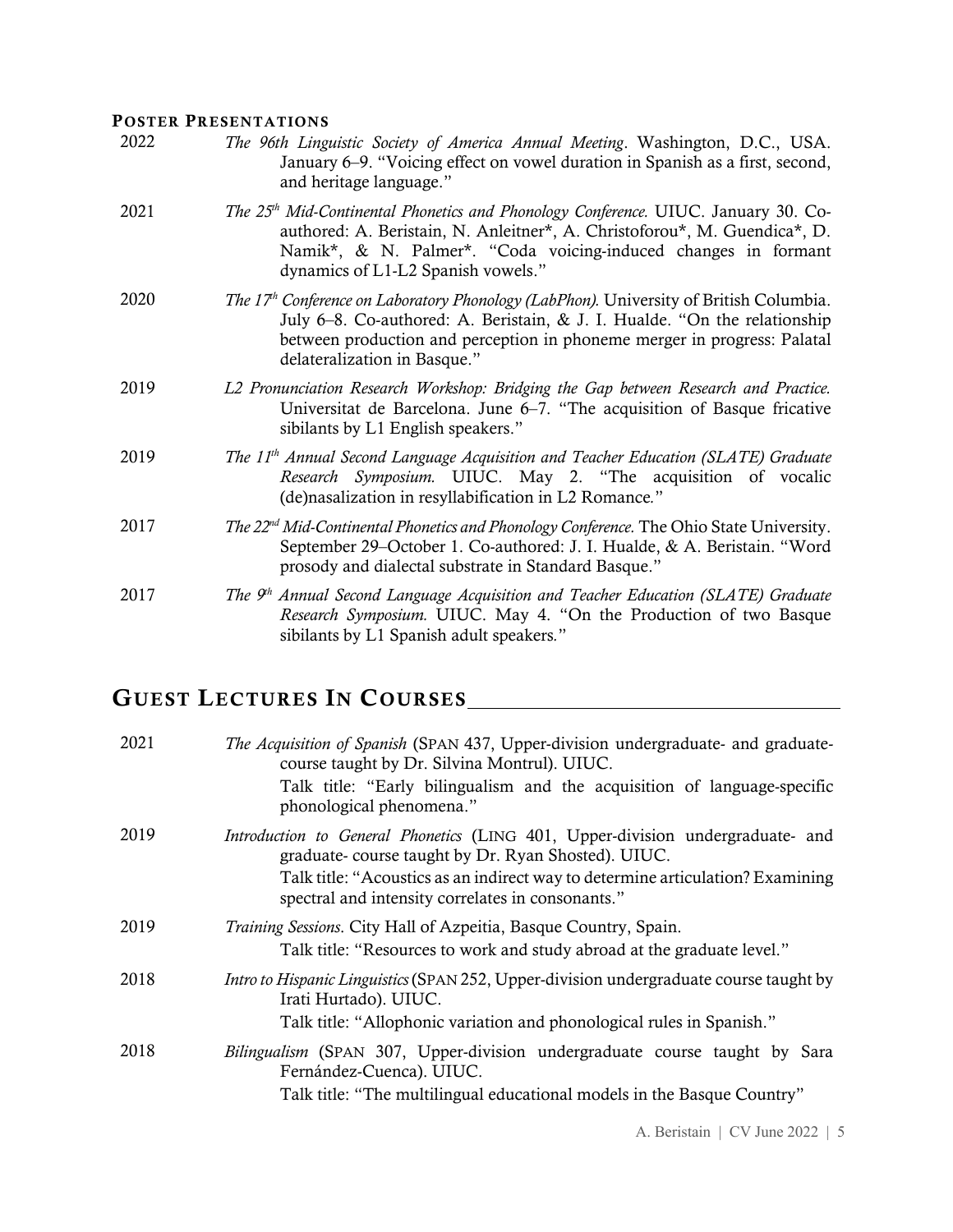### POSTER PRESENTATIONS

- 2022 — *The 96th Linguistic Society of America Annual Meeting*. Washington, D.C., USA. January 6–9. "Voicing effect on vowel duration in Spanish as a first, second, and heritage language."
- 2021 — *The 25th Mid-Continental Phonetics and Phonology Conference.* UIUC. January 30. Co-authored: A. Beristain, N. Anleitner*, A. Christoforou*, M. Guendica*, D. Namik*, & N. Palmer*. "Coda voicing-induced changes in formant dynamics of L1-L2 Spanish vowels."
- 2020 — *The 17th Conference on Laboratory Phonology (LabPhon).* University of British Columbia. July 6–8. Co-authored: A. Beristain, & J. I. Hualde. "On the relationship between production and perception in phoneme merger in progress: Palatal delateralization in Basque."
- 2019 — *L2 Pronunciation Research Workshop: Bridging the Gap between Research and Practice.* Universitat de Barcelona. June 6–7. "The acquisition of Basque fricative sibilants by L1 English speakers."
- 2019 — *The 11th Annual Second Language Acquisition and Teacher Education (SLATE) Graduate Research Symposium.* UIUC. May 2. "The acquisition of vocalic (de)nasalization in resyllabification in L2 Romance."
- 2017 — *The 22nd Mid-Continental Phonetics and Phonology Conference.* The Ohio State University. September 29–October 1. Co-authored: J. I. Hualde, & A. Beristain. "Word prosody and dialectal substrate in Standard Basque."
- 2017 — *The 9th Annual Second Language Acquisition and Teacher Education (SLATE) Graduate Research Symposium.* UIUC. May 4. "On the Production of two Basque sibilants by L1 Spanish adult speakers."

## GUEST LECTURES IN COURSES

- 2021 — *The Acquisition of Spanish* (SPAN 437, Upper-division undergraduate- and graduate-course taught by Dr. Silvina Montrul). UIUC.
  Talk title: "Early bilingualism and the acquisition of language-specific phonological phenomena."
- 2019 — *Introduction to General Phonetics* (LING 401, Upper-division undergraduate- and graduate- course taught by Dr. Ryan Shosted). UIUC.
  Talk title: "Acoustics as an indirect way to determine articulation? Examining spectral and intensity correlates in consonants."
- 2019 — *Training Sessions*. City Hall of Azpeitia, Basque Country, Spain.
  Talk title: "Resources to work and study abroad at the graduate level."
- 2018 — *Intro to Hispanic Linguistics* (SPAN 252, Upper-division undergraduate course taught by Irati Hurtado). UIUC.
  Talk title: "Allophonic variation and phonological rules in Spanish."
- 2018 — *Bilingualism* (SPAN 307, Upper-division undergraduate course taught by Sara Fernández-Cuenca). UIUC.
  Talk title: "The multilingual educational models in the Basque Country"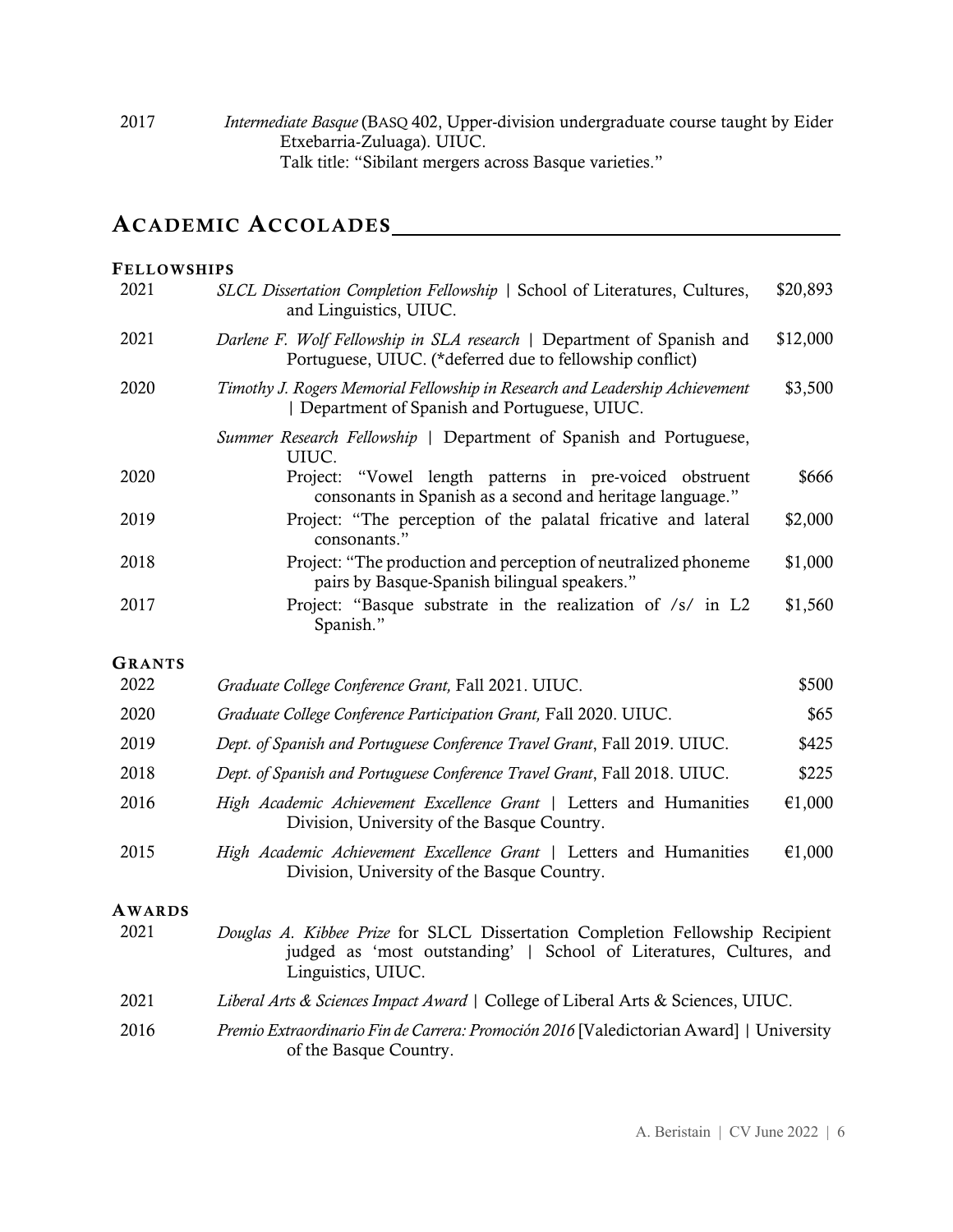2017 *Intermediate Basque* (BASQ 402, Upper-division undergraduate course taught by Eider Etxebarria-Zuluaga). UIUC.
Talk title: "Sibilant mergers across Basque varieties."

## ACADEMIC ACCOLADES

### FELLOWSHIPS

| | | |
|---|---|---|
| 2021 | *SLCL Dissertation Completion Fellowship* \| School of Literatures, Cultures, and Linguistics, UIUC. | $20,893 |
| 2021 | *Darlene F. Wolf Fellowship in SLA research* \| Department of Spanish and Portuguese, UIUC. (*deferred due to fellowship conflict) | $12,000 |
| 2020 | *Timothy J. Rogers Memorial Fellowship in Research and Leadership Achievement* \| Department of Spanish and Portuguese, UIUC. | $3,500 |
| | *Summer Research Fellowship* \| Department of Spanish and Portuguese, UIUC. | |
| 2020 | Project: "Vowel length patterns in pre-voiced obstruent consonants in Spanish as a second and heritage language." | $666 |
| 2019 | Project: "The perception of the palatal fricative and lateral consonants." | $2,000 |
| 2018 | Project: "The production and perception of neutralized phoneme pairs by Basque-Spanish bilingual speakers." | $1,000 |
| 2017 | Project: "Basque substrate in the realization of /s/ in L2 Spanish." | $1,560 |

### GRANTS

| | | |
|---|---|---|
| 2022 | *Graduate College Conference Grant,* Fall 2021. UIUC. | $500 |
| 2020 | *Graduate College Conference Participation Grant,* Fall 2020. UIUC. | $65 |
| 2019 | *Dept. of Spanish and Portuguese Conference Travel Grant*, Fall 2019. UIUC. | $425 |
| 2018 | *Dept. of Spanish and Portuguese Conference Travel Grant*, Fall 2018. UIUC. | $225 |
| 2016 | *High Academic Achievement Excellence Grant* \| Letters and Humanities Division, University of the Basque Country. | €1,000 |
| 2015 | *High Academic Achievement Excellence Grant* \| Letters and Humanities Division, University of the Basque Country. | €1,000 |

### AWARDS

2021 *Douglas A. Kibbee Prize* for SLCL Dissertation Completion Fellowship Recipient judged as 'most outstanding' | School of Literatures, Cultures, and Linguistics, UIUC.

2021 *Liberal Arts & Sciences Impact Award* | College of Liberal Arts & Sciences, UIUC.

2016 *Premio Extraordinario Fin de Carrera: Promoción 2016* [Valedictorian Award] | University of the Basque Country.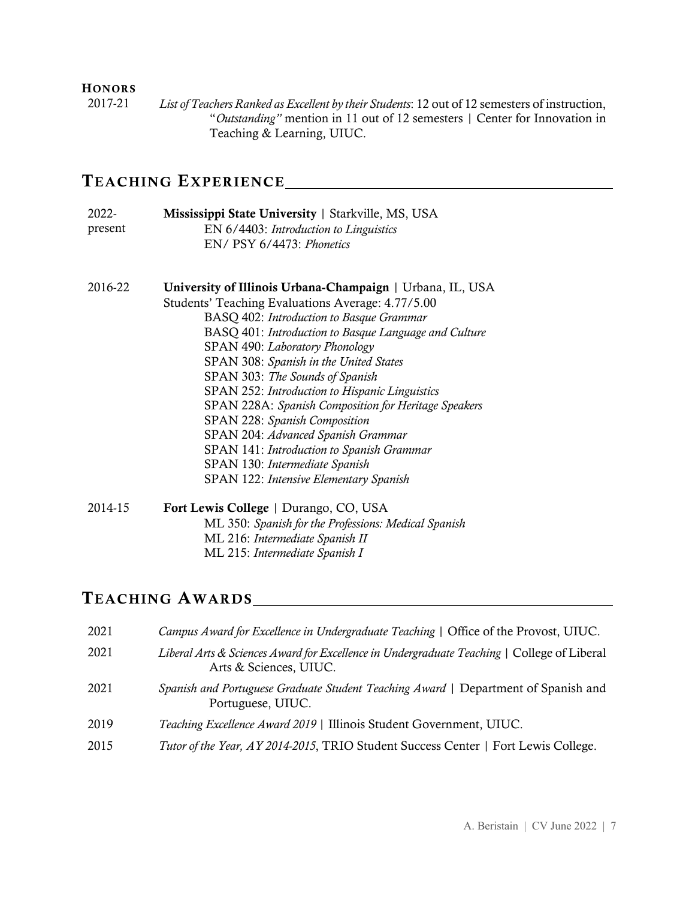### HONORS

2017-21 *List of Teachers Ranked as Excellent by their Students*: 12 out of 12 semesters of instruction, "*Outstanding"* mention in 11 out of 12 semesters | Center for Innovation in Teaching & Learning, UIUC.

## TEACHING EXPERIENCE

2022-present **Mississippi State University** | Starkville, MS, USA
- EN 6/4403: *Introduction to Linguistics*
- EN/ PSY 6/4473: *Phonetics*

2016-22 **University of Illinois Urbana-Champaign** | Urbana, IL, USA
Students' Teaching Evaluations Average: 4.77/5.00
- BASQ 402: *Introduction to Basque Grammar*
- BASQ 401: *Introduction to Basque Language and Culture*
- SPAN 490: *Laboratory Phonology*
- SPAN 308: *Spanish in the United States*
- SPAN 303: *The Sounds of Spanish*
- SPAN 252: *Introduction to Hispanic Linguistics*
- SPAN 228A: *Spanish Composition for Heritage Speakers*
- SPAN 228: *Spanish Composition*
- SPAN 204: *Advanced Spanish Grammar*
- SPAN 141: *Introduction to Spanish Grammar*
- SPAN 130: *Intermediate Spanish*
- SPAN 122: *Intensive Elementary Spanish*

2014-15 **Fort Lewis College** | Durango, CO, USA
- ML 350: *Spanish for the Professions: Medical Spanish*
- ML 216: *Intermediate Spanish II*
- ML 215: *Intermediate Spanish I*

## TEACHING AWARDS

2021 *Campus Award for Excellence in Undergraduate Teaching* | Office of the Provost, UIUC.

2021 *Liberal Arts & Sciences Award for Excellence in Undergraduate Teaching* | College of Liberal Arts & Sciences, UIUC.

2021 *Spanish and Portuguese Graduate Student Teaching Award* | Department of Spanish and Portuguese, UIUC.

2019 *Teaching Excellence Award 2019* | Illinois Student Government, UIUC.

2015 *Tutor of the Year, AY 2014-2015*, TRIO Student Success Center | Fort Lewis College.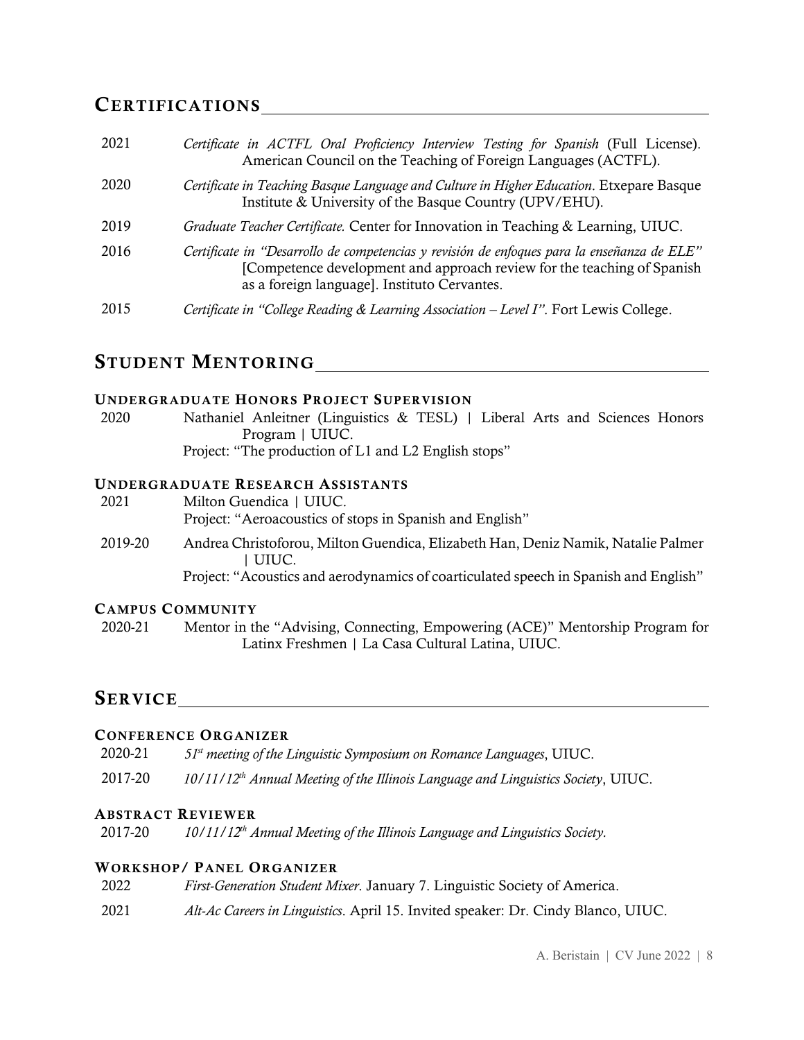## CERTIFICATIONS

2021 *Certificate in ACTFL Oral Proficiency Interview Testing for Spanish* (Full License). American Council on the Teaching of Foreign Languages (ACTFL).

2020 *Certificate in Teaching Basque Language and Culture in Higher Education*. Etxepare Basque Institute & University of the Basque Country (UPV/EHU).

2019 *Graduate Teacher Certificate.* Center for Innovation in Teaching & Learning, UIUC.

2016 *Certificate in "Desarrollo de competencias y revisión de enfoques para la enseñanza de ELE"* [Competence development and approach review for the teaching of Spanish as a foreign language]. Instituto Cervantes.

2015 *Certificate in "College Reading & Learning Association – Level I".* Fort Lewis College.

## STUDENT MENTORING

### UNDERGRADUATE HONORS PROJECT SUPERVISION

2020 Nathaniel Anleitner (Linguistics & TESL) | Liberal Arts and Sciences Honors Program | UIUC.
Project: "The production of L1 and L2 English stops"

### UNDERGRADUATE RESEARCH ASSISTANTS

2021 Milton Guendica | UIUC.
Project: "Aeroacoustics of stops in Spanish and English"

2019-20 Andrea Christoforou, Milton Guendica, Elizabeth Han, Deniz Namik, Natalie Palmer | UIUC.
Project: "Acoustics and aerodynamics of coarticulated speech in Spanish and English"

### CAMPUS COMMUNITY

2020-21 Mentor in the "Advising, Connecting, Empowering (ACE)" Mentorship Program for Latinx Freshmen | La Casa Cultural Latina, UIUC.

## SERVICE

### CONFERENCE ORGANIZER

2020-21 *51st meeting of the Linguistic Symposium on Romance Languages*, UIUC.

2017-20 *10/11/12th Annual Meeting of the Illinois Language and Linguistics Society*, UIUC.

### ABSTRACT REVIEWER

2017-20 *10/11/12th Annual Meeting of the Illinois Language and Linguistics Society*.

### WORKSHOP/ PANEL ORGANIZER

2022 *First-Generation Student Mixer*. January 7. Linguistic Society of America.

2021 *Alt-Ac Careers in Linguistics*. April 15. Invited speaker: Dr. Cindy Blanco, UIUC.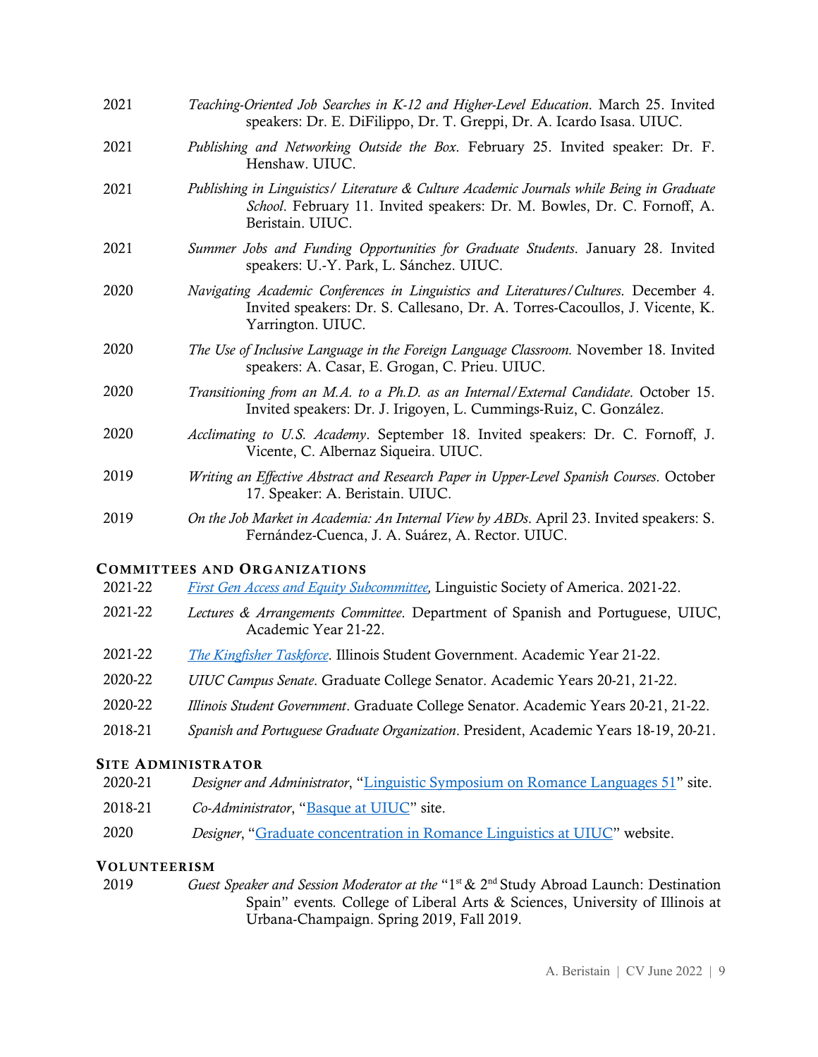2021 *Teaching-Oriented Job Searches in K-12 and Higher-Level Education*. March 25. Invited speakers: Dr. E. DiFilippo, Dr. T. Greppi, Dr. A. Icardo Isasa. UIUC.

2021 *Publishing and Networking Outside the Box*. February 25. Invited speaker: Dr. F. Henshaw. UIUC.

2021 *Publishing in Linguistics/ Literature & Culture Academic Journals while Being in Graduate School*. February 11. Invited speakers: Dr. M. Bowles, Dr. C. Fornoff, A. Beristain. UIUC.

2021 *Summer Jobs and Funding Opportunities for Graduate Students*. January 28. Invited speakers: U.-Y. Park, L. Sánchez. UIUC.

2020 *Navigating Academic Conferences in Linguistics and Literatures/Cultures*. December 4. Invited speakers: Dr. S. Callesano, Dr. A. Torres-Cacoullos, J. Vicente, K. Yarrington. UIUC.

2020 *The Use of Inclusive Language in the Foreign Language Classroom.* November 18. Invited speakers: A. Casar, E. Grogan, C. Prieu. UIUC.

2020 *Transitioning from an M.A. to a Ph.D. as an Internal/External Candidate*. October 15. Invited speakers: Dr. J. Irigoyen, L. Cummings-Ruiz, C. González.

2020 *Acclimating to U.S. Academy*. September 18. Invited speakers: Dr. C. Fornoff, J. Vicente, C. Albernaz Siqueira. UIUC.

2019 *Writing an Effective Abstract and Research Paper in Upper-Level Spanish Courses*. October 17. Speaker: A. Beristain. UIUC.

2019 *On the Job Market in Academia: An Internal View by ABDs*. April 23. Invited speakers: S. Fernández-Cuenca, J. A. Suárez, A. Rector. UIUC.

## Committees and Organizations

2021-22 *First Gen Access and Equity Subcommittee*, Linguistic Society of America. 2021-22.

2021-22 *Lectures & Arrangements Committee*. Department of Spanish and Portuguese, UIUC, Academic Year 21-22.

2021-22 *The Kingfisher Taskforce*. Illinois Student Government. Academic Year 21-22.

2020-22 *UIUC Campus Senate*. Graduate College Senator. Academic Years 20-21, 21-22.

2020-22 *Illinois Student Government*. Graduate College Senator. Academic Years 20-21, 21-22.

2018-21 *Spanish and Portuguese Graduate Organization*. President, Academic Years 18-19, 20-21.

## Site Administrator

2020-21 *Designer and Administrator*, "Linguistic Symposium on Romance Languages 51" site.

2018-21 *Co-Administrator*, "Basque at UIUC" site.

2020 *Designer*, "Graduate concentration in Romance Linguistics at UIUC" website.

## Volunteerism

2019 *Guest Speaker and Session Moderator at the* "1st & 2nd Study Abroad Launch: Destination Spain" events. College of Liberal Arts & Sciences, University of Illinois at Urbana-Champaign. Spring 2019, Fall 2019.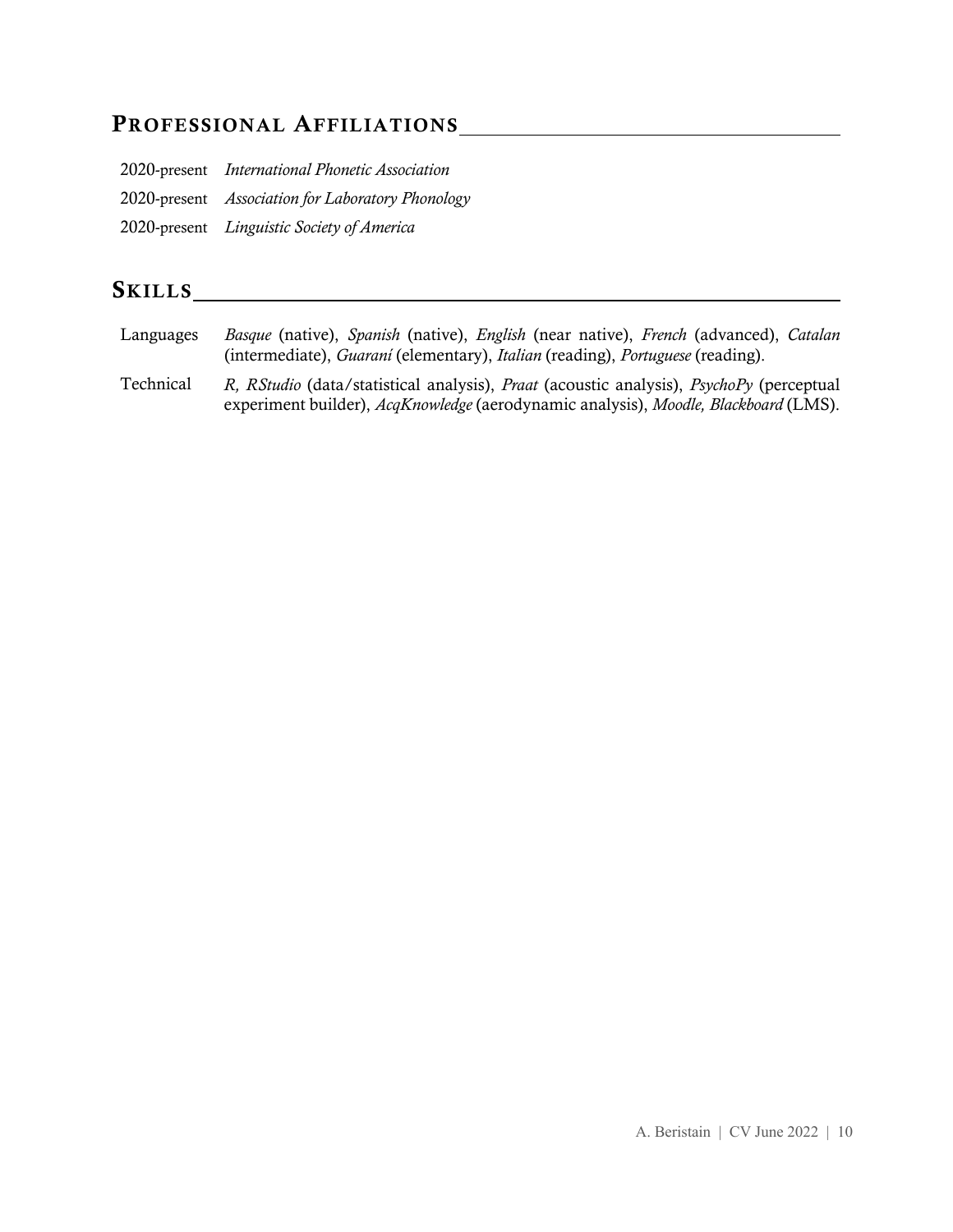## Professional Affiliations

2020-present *International Phonetic Association*

2020-present *Association for Laboratory Phonology*

2020-present *Linguistic Society of America*

## Skills

Languages *Basque* (native), *Spanish* (native), *English* (near native), *French* (advanced), *Catalan* (intermediate), *Guaraní* (elementary), *Italian* (reading), *Portuguese* (reading).

Technical *R, RStudio* (data/statistical analysis), *Praat* (acoustic analysis), *PsychoPy* (perceptual experiment builder), *AcqKnowledge* (aerodynamic analysis), *Moodle, Blackboard* (LMS).